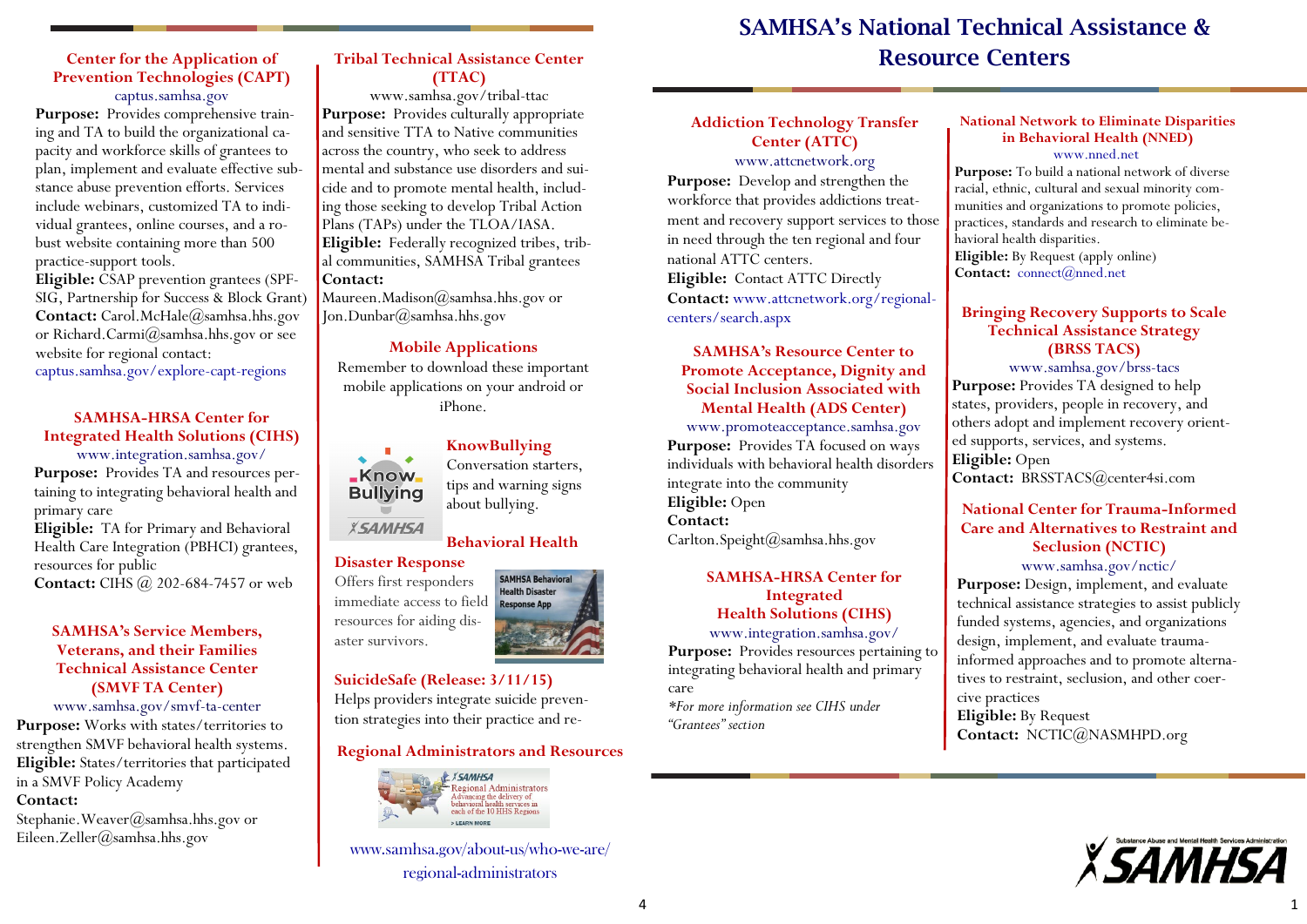## Center for the Application of Prevention Technologies (CAPT)

captus.samhsa.gov

**Purpose:** Provides comprehensive training and TA to build the organizational capacity and workforce skills of grantees to plan, implement and evaluate effective substance abuse prevention efforts. Services include webinars, customized TA to individual grantees, online courses, and a robust website containing more than 500 practice-support tools.

**Eligible:** CSAP prevention grantees (SPF-SIG, Partnership for Success & Block Grant)

**Contact:** Carol.McHale@samhsa.hhs.gov or Richard.Carmi@samhsa.hhs.gov or see website for regional contact: captus.samhsa.gov/explore-capt-regions

## SAMHSA-HRSA Center for Integrated Health Solutions (CIHS)

www.integration.samhsa.gov/

**Purpose:** Provides TA and resources pertaining to integrating behavioral health and primary care

**Eligible:** TA for Primary and Behavioral Health Care Integration (PBHCI) grantees, resources for public

**Contact:** CIHS @ 202-684-7457 or web

## SAMHSA's Service Members, Veterans, and their Families Technical Assistance Center (SMVF TA Center)

www.samhsa.gov/smvf-ta-center

**Purpose:** Works with states/territories to strengthen SMVF behavioral health systems.

**Eligible:** States/territories that participated in a SMVF Policy Academy

**Contact:**
Stephanie.Weaver@samhsa.hhs.gov or Eileen.Zeller@samhsa.hhs.gov

## Tribal Technical Assistance Center (TTAC)

www.samhsa.gov/tribal-ttac

**Purpose:** Provides culturally appropriate and sensitive TTA to Native communities across the country, who seek to address mental and substance use disorders and suicide and to promote mental health, including those seeking to develop Tribal Action Plans (TAPs) under the TLOA/IASA.

**Eligible:** Federally recognized tribes, tribal communities, SAMHSA Tribal grantees

**Contact:**
Maureen.Madison@samhsa.hhs.gov or Jon.Dunbar@samhsa.hhs.gov

## Mobile Applications

Remember to download these important mobile applications on your android or iPhone.

### KnowBullying

Conversation starters, tips and warning signs about bullying.

### Behavioral Health Disaster Response

Offers first responders immediate access to field resources for aiding disaster survivors.

### SuicideSafe (Release: 3/11/15)

Helps providers integrate suicide prevention strategies into their practice and re-

## Regional Administrators and Resources

www.samhsa.gov/about-us/who-we-are/regional-administrators

# SAMHSA's National Technical Assistance & Resource Centers

## Addiction Technology Transfer Center (ATTC)

www.attcnetwork.org

**Purpose:** Develop and strengthen the workforce that provides addictions treatment and recovery support services to those in need through the ten regional and four national ATTC centers.

**Eligible:** Contact ATTC Directly

**Contact:** www.attcnetwork.org/regional-centers/search.aspx

## SAMHSA's Resource Center to Promote Acceptance, Dignity and Social Inclusion Associated with Mental Health (ADS Center)

www.promoteacceptance.samhsa.gov

**Purpose:** Provides TA focused on ways individuals with behavioral health disorders integrate into the community

**Eligible:** Open

**Contact:**
Carlton.Speight@samhsa.hhs.gov

## SAMHSA-HRSA Center for Integrated Health Solutions (CIHS)

www.integration.samhsa.gov/

**Purpose:** Provides resources pertaining to integrating behavioral health and primary care

*\*For more information see CIHS under "Grantees" section*

## National Network to Eliminate Disparities in Behavioral Health (NNED)

www.nned.net

**Purpose:** To build a national network of diverse racial, ethnic, cultural and sexual minority communities and organizations to promote policies, practices, standards and research to eliminate behavioral health disparities.

**Eligible:** By Request (apply online)

**Contact:** connect@nned.net

## Bringing Recovery Supports to Scale Technical Assistance Strategy (BRSS TACS)

www.samhsa.gov/brss-tacs

**Purpose:** Provides TA designed to help states, providers, people in recovery, and others adopt and implement recovery oriented supports, services, and systems.

**Eligible:** Open

**Contact:** BRSSTACS@center4si.com

## National Center for Trauma-Informed Care and Alternatives to Restraint and Seclusion (NCTIC)

www.samhsa.gov/nctic/

**Purpose:** Design, implement, and evaluate technical assistance strategies to assist publicly funded systems, agencies, and organizations design, implement, and evaluate trauma-informed approaches and to promote alternatives to restraint, seclusion, and other coercive practices

**Eligible:** By Request

**Contact:** NCTIC@NASMHPD.org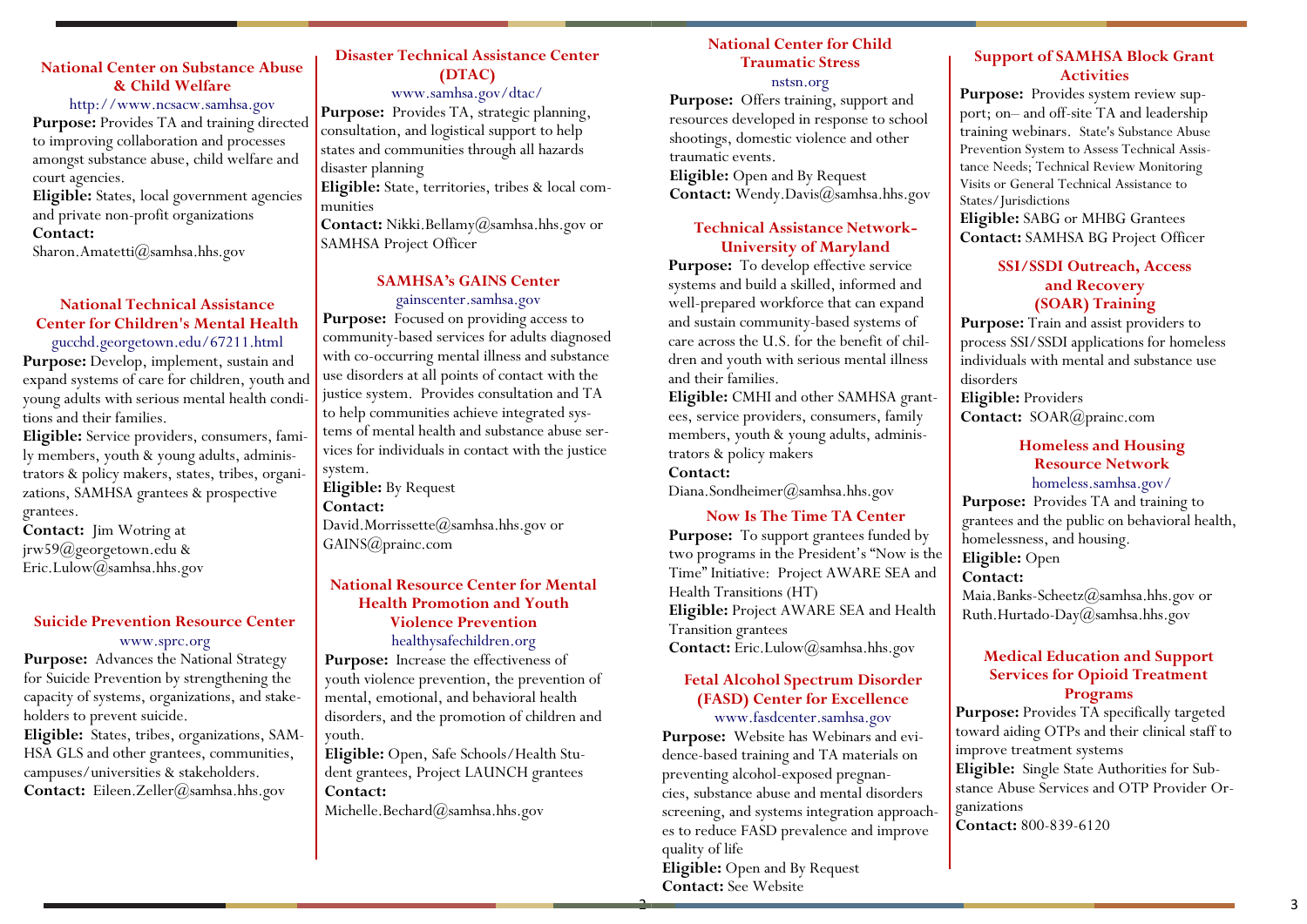## National Center on Substance Abuse & Child Welfare

http://www.ncsacw.samhsa.gov

**Purpose:** Provides TA and training directed to improving collaboration and processes amongst substance abuse, child welfare and court agencies.

**Eligible:** States, local government agencies and private non-profit organizations

**Contact:**
Sharon.Amatetti@samhsa.hhs.gov

## National Technical Assistance Center for Children's Mental Health

gucchd.georgetown.edu/67211.html

**Purpose:** Develop, implement, sustain and expand systems of care for children, youth and young adults with serious mental health conditions and their families.

**Eligible:** Service providers, consumers, family members, youth & young adults, administrators & policy makers, states, tribes, organizations, SAMHSA grantees & prospective grantees.

**Contact:** Jim Wotring at jrw59@georgetown.edu & Eric.Lulow@samhsa.hhs.gov

## Suicide Prevention Resource Center

www.sprc.org

**Purpose:** Advances the National Strategy for Suicide Prevention by strengthening the capacity of systems, organizations, and stakeholders to prevent suicide.

**Eligible:** States, tribes, organizations, SAMHSA GLS and other grantees, communities, campuses/universities & stakeholders.

**Contact:** Eileen.Zeller@samhsa.hhs.gov

## Disaster Technical Assistance Center (DTAC)

www.samhsa.gov/dtac/

**Purpose:** Provides TA, strategic planning, consultation, and logistical support to help states and communities through all hazards disaster planning

**Eligible:** State, territories, tribes & local communities

**Contact:** Nikki.Bellamy@samhsa.hhs.gov or SAMHSA Project Officer

## SAMHSA's GAINS Center

gainscenter.samhsa.gov

**Purpose:** Focused on providing access to community-based services for adults diagnosed with co-occurring mental illness and substance use disorders at all points of contact with the justice system. Provides consultation and TA to help communities achieve integrated systems of mental health and substance abuse services for individuals in contact with the justice system.

**Eligible:** By Request

**Contact:**
David.Morrissette@samhsa.hhs.gov or GAINS@prainc.com

## National Resource Center for Mental Health Promotion and Youth Violence Prevention

healthysafechildren.org

**Purpose:** Increase the effectiveness of youth violence prevention, the prevention of mental, emotional, and behavioral health disorders, and the promotion of children and youth.

**Eligible:** Open, Safe Schools/Health Student grantees, Project LAUNCH grantees

**Contact:**
Michelle.Bechard@samhsa.hhs.gov

## National Center for Child Traumatic Stress

nstsn.org

**Purpose:** Offers training, support and resources developed in response to school shootings, domestic violence and other traumatic events.

**Eligible:** Open and By Request

**Contact:** Wendy.Davis@samhsa.hhs.gov

## Technical Assistance Network-University of Maryland

**Purpose:** To develop effective service systems and build a skilled, informed and well-prepared workforce that can expand and sustain community-based systems of care across the U.S. for the benefit of children and youth with serious mental illness and their families.

**Eligible:** CMHI and other SAMHSA grantees, service providers, consumers, family members, youth & young adults, administrators & policy makers

**Contact:**
Diana.Sondheimer@samhsa.hhs.gov

## Now Is The Time TA Center

**Purpose:** To support grantees funded by two programs in the President's "Now is the Time" Initiative: Project AWARE SEA and Health Transitions (HT)

**Eligible:** Project AWARE SEA and Health Transition grantees

**Contact:** Eric.Lulow@samhsa.hhs.gov

## Fetal Alcohol Spectrum Disorder (FASD) Center for Excellence

www.fasdcenter.samhsa.gov

**Purpose:** Website has Webinars and evidence-based training and TA materials on preventing alcohol-exposed pregnancies, substance abuse and mental disorders screening, and systems integration approaches to reduce FASD prevalence and improve quality of life

**Eligible:** Open and By Request

**Contact:** See Website

## Support of SAMHSA Block Grant Activities

**Purpose:** Provides system review support; on– and off-site TA and leadership training webinars. State's Substance Abuse Prevention System to Assess Technical Assistance Needs; Technical Review Monitoring Visits or General Technical Assistance to States/Jurisdictions

**Eligible:** SABG or MHBG Grantees

**Contact:** SAMHSA BG Project Officer

## SSI/SSDI Outreach, Access and Recovery (SOAR) Training

**Purpose:** Train and assist providers to process SSI/SSDI applications for homeless individuals with mental and substance use disorders

**Eligible:** Providers

**Contact:** SOAR@prainc.com

## Homeless and Housing Resource Network

homeless.samhsa.gov/

**Purpose:** Provides TA and training to grantees and the public on behavioral health, homelessness, and housing.

**Eligible:** Open

**Contact:**
Maia.Banks-Scheetz@samhsa.hhs.gov or Ruth.Hurtado-Day@samhsa.hhs.gov

## Medical Education and Support Services for Opioid Treatment Programs

**Purpose:** Provides TA specifically targeted toward aiding OTPs and their clinical staff to improve treatment systems

**Eligible:** Single State Authorities for Substance Abuse Services and OTP Provider Organizations

**Contact:** 800-839-6120